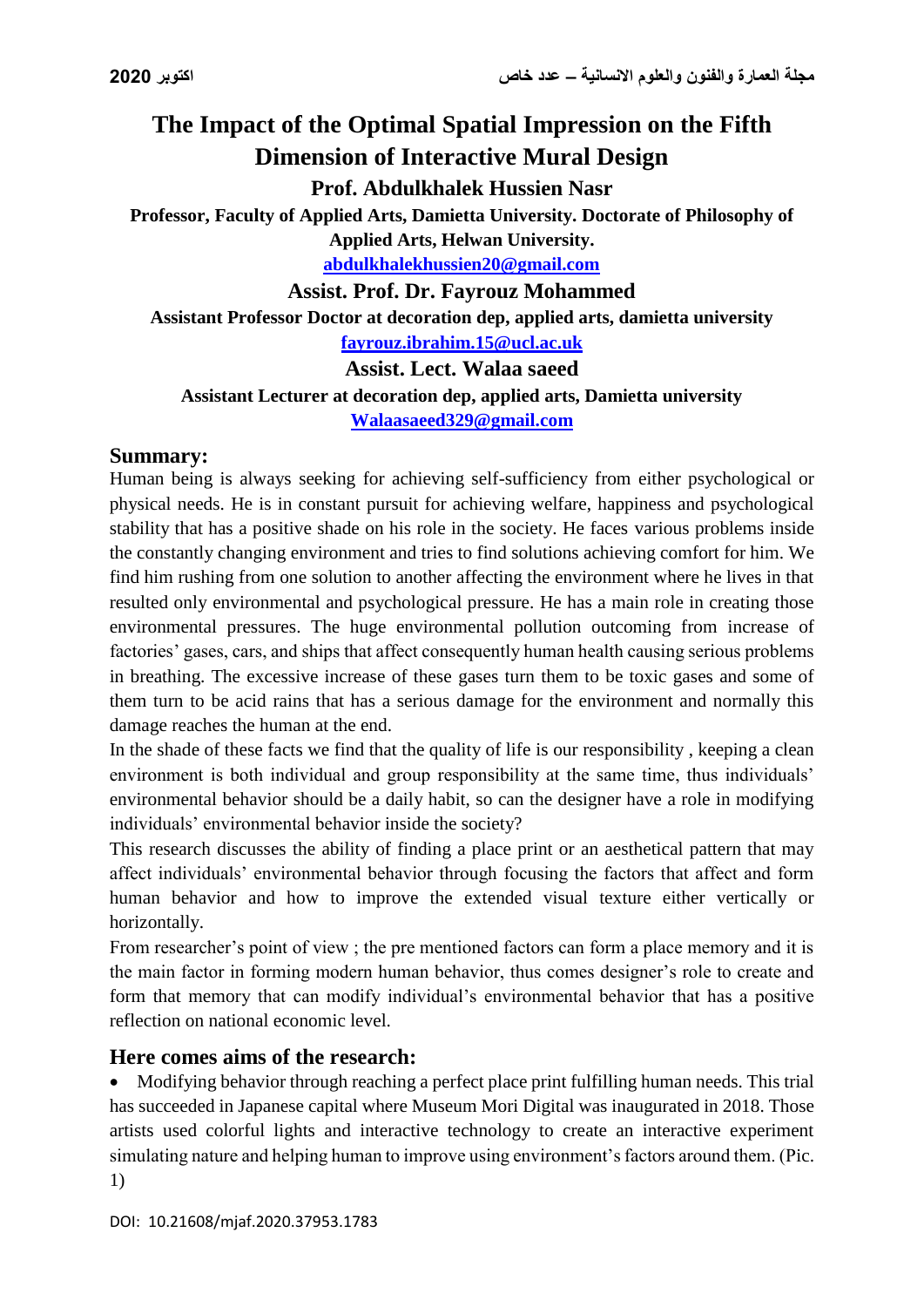# The Impact of the Optimal Spatial Impression on the Fifth Dimension of Interactive Mural Design

**Prof. Abdulkhalek Hussien Nasr**

**Professor, Faculty of Applied Arts, Damietta University. Doctorate of Philosophy of Applied Arts, Helwan University.**

**abdulkhalekhussien20@gmail.com**

**Assist. Prof. Dr. Fayrouz Mohammed**

**Assistant Professor Doctor at decoration dep, applied arts, damietta university**

**fayrouz.ibrahim.15@ucl.ac.uk**

**Assist. Lect. Walaa saeed**

**Assistant Lecturer at decoration dep, applied arts, Damietta university**

**Walaasaeed329@gmail.com**

## Summary:

Human being is always seeking for achieving self-sufficiency from either psychological or physical needs. He is in constant pursuit for achieving welfare, happiness and psychological stability that has a positive shade on his role in the society. He faces various problems inside the constantly changing environment and tries to find solutions achieving comfort for him. We find him rushing from one solution to another affecting the environment where he lives in that resulted only environmental and psychological pressure. He has a main role in creating those environmental pressures. The huge environmental pollution outcoming from increase of factories' gases, cars, and ships that affect consequently human health causing serious problems in breathing. The excessive increase of these gases turn them to be toxic gases and some of them turn to be acid rains that has a serious damage for the environment and normally this damage reaches the human at the end.

In the shade of these facts we find that the quality of life is our responsibility , keeping a clean environment is both individual and group responsibility at the same time, thus individuals' environmental behavior should be a daily habit, so can the designer have a role in modifying individuals' environmental behavior inside the society?

This research discusses the ability of finding a place print or an aesthetical pattern that may affect individuals' environmental behavior through focusing the factors that affect and form human behavior and how to improve the extended visual texture either vertically or horizontally.

From researcher's point of view ; the pre mentioned factors can form a place memory and it is the main factor in forming modern human behavior, thus comes designer's role to create and form that memory that can modify individual's environmental behavior that has a positive reflection on national economic level.

## Here comes aims of the research:

- Modifying behavior through reaching a perfect place print fulfilling human needs. This trial has succeeded in Japanese capital where Museum Mori Digital was inaugurated in 2018. Those artists used colorful lights and interactive technology to create an interactive experiment simulating nature and helping human to improve using environment's factors around them. (Pic. 1)

DOI: 10.21608/mjaf.2020.37953.1783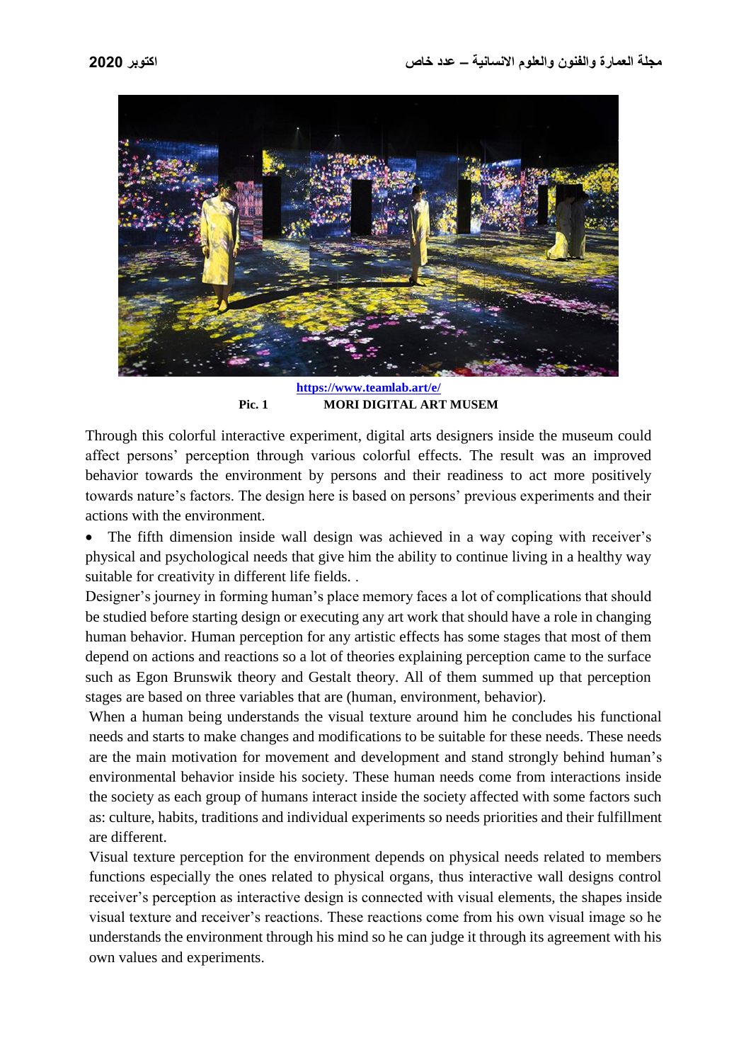https://www.teamlab.art/e/

Pic. 1 MORI DIGITAL ART MUSEM

Through this colorful interactive experiment, digital arts designers inside the museum could affect persons' perception through various colorful effects. The result was an improved behavior towards the environment by persons and their readiness to act more positively towards nature's factors. The design here is based on persons' previous experiments and their actions with the environment.

- The fifth dimension inside wall design was achieved in a way coping with receiver's physical and psychological needs that give him the ability to continue living in a healthy way suitable for creativity in different life fields. .

Designer's journey in forming human's place memory faces a lot of complications that should be studied before starting design or executing any art work that should have a role in changing human behavior. Human perception for any artistic effects has some stages that most of them depend on actions and reactions so a lot of theories explaining perception came to the surface such as Egon Brunswik theory and Gestalt theory. All of them summed up that perception stages are based on three variables that are (human, environment, behavior).

When a human being understands the visual texture around him he concludes his functional needs and starts to make changes and modifications to be suitable for these needs. These needs are the main motivation for movement and development and stand strongly behind human's environmental behavior inside his society. These human needs come from interactions inside the society as each group of humans interact inside the society affected with some factors such as: culture, habits, traditions and individual experiments so needs priorities and their fulfillment are different.

Visual texture perception for the environment depends on physical needs related to members functions especially the ones related to physical organs, thus interactive wall designs control receiver's perception as interactive design is connected with visual elements, the shapes inside visual texture and receiver's reactions. These reactions come from his own visual image so he understands the environment through his mind so he can judge it through its agreement with his own values and experiments.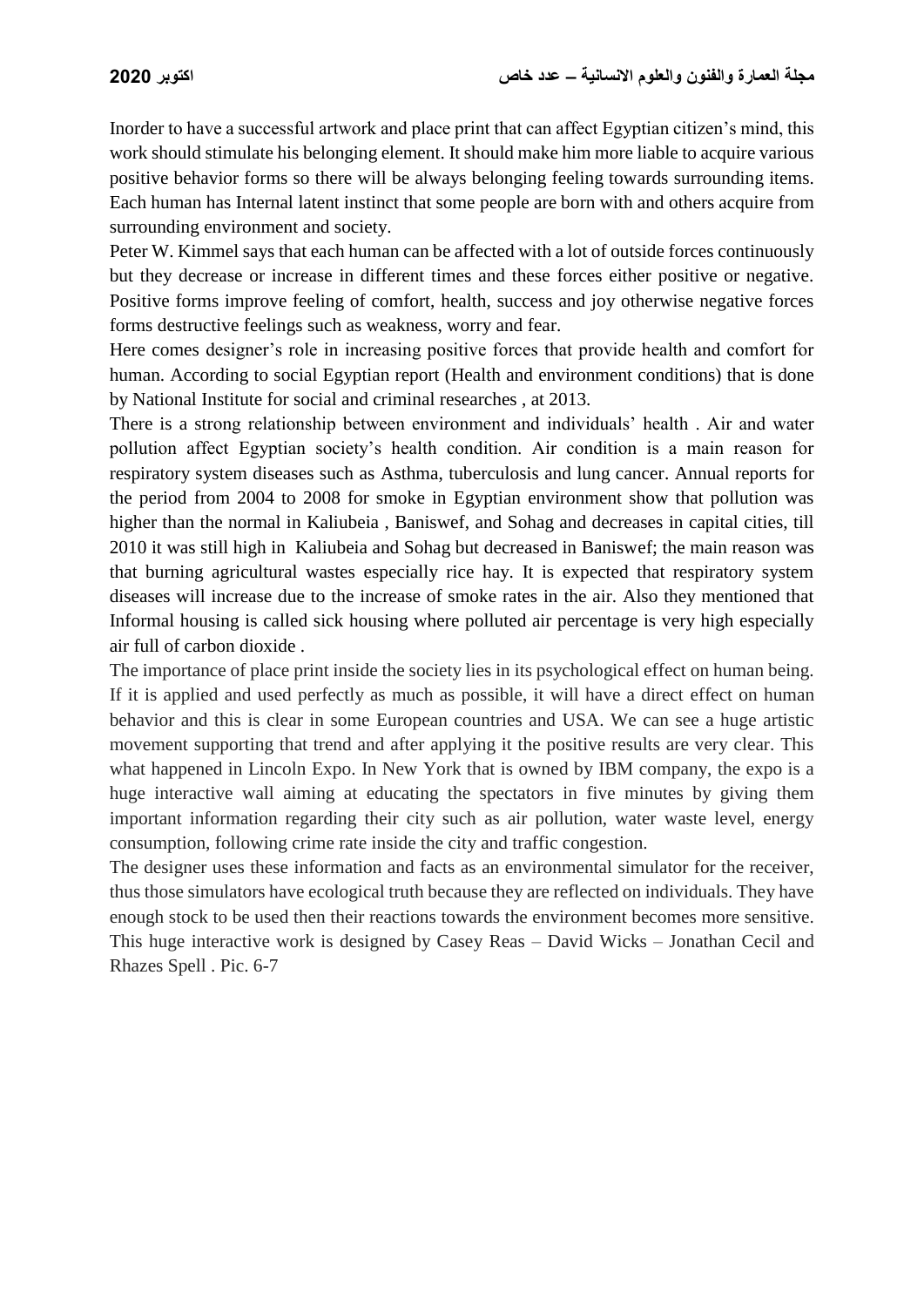Inorder to have a successful artwork and place print that can affect Egyptian citizen's mind, this work should stimulate his belonging element. It should make him more liable to acquire various positive behavior forms so there will be always belonging feeling towards surrounding items. Each human has Internal latent instinct that some people are born with and others acquire from surrounding environment and society.

Peter W. Kimmel says that each human can be affected with a lot of outside forces continuously but they decrease or increase in different times and these forces either positive or negative. Positive forms improve feeling of comfort, health, success and joy otherwise negative forces forms destructive feelings such as weakness, worry and fear.

Here comes designer's role in increasing positive forces that provide health and comfort for human. According to social Egyptian report (Health and environment conditions) that is done by National Institute for social and criminal researches , at 2013.

There is a strong relationship between environment and individuals' health . Air and water pollution affect Egyptian society's health condition. Air condition is a main reason for respiratory system diseases such as Asthma, tuberculosis and lung cancer. Annual reports for the period from 2004 to 2008 for smoke in Egyptian environment show that pollution was higher than the normal in Kaliubeia , Baniswef, and Sohag and decreases in capital cities, till 2010 it was still high in Kaliubeia and Sohag but decreased in Baniswef; the main reason was that burning agricultural wastes especially rice hay. It is expected that respiratory system diseases will increase due to the increase of smoke rates in the air. Also they mentioned that Informal housing is called sick housing where polluted air percentage is very high especially air full of carbon dioxide .

The importance of place print inside the society lies in its psychological effect on human being. If it is applied and used perfectly as much as possible, it will have a direct effect on human behavior and this is clear in some European countries and USA. We can see a huge artistic movement supporting that trend and after applying it the positive results are very clear. This what happened in Lincoln Expo. In New York that is owned by IBM company, the expo is a huge interactive wall aiming at educating the spectators in five minutes by giving them important information regarding their city such as air pollution, water waste level, energy consumption, following crime rate inside the city and traffic congestion.

The designer uses these information and facts as an environmental simulator for the receiver, thus those simulators have ecological truth because they are reflected on individuals. They have enough stock to be used then their reactions towards the environment becomes more sensitive. This huge interactive work is designed by Casey Reas – David Wicks – Jonathan Cecil and Rhazes Spell . Pic. 6-7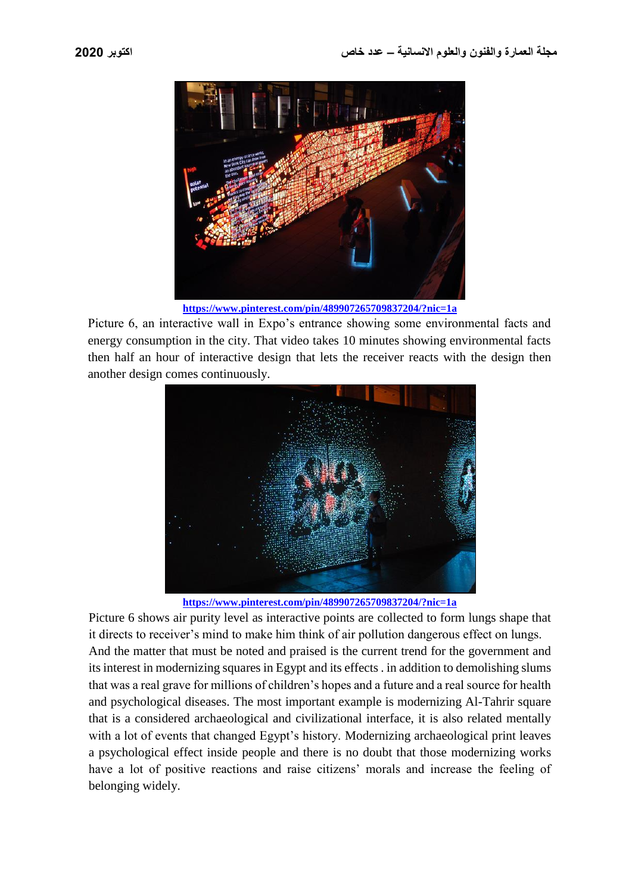https://www.pinterest.com/pin/489907265709837204/?nic=1a

Picture 6, an interactive wall in Expo's entrance showing some environmental facts and energy consumption in the city. That video takes 10 minutes showing environmental facts then half an hour of interactive design that lets the receiver reacts with the design then another design comes continuously.

https://www.pinterest.com/pin/489907265709837204/?nic=1a

Picture 6 shows air purity level as interactive points are collected to form lungs shape that it directs to receiver's mind to make him think of air pollution dangerous effect on lungs. And the matter that must be noted and praised is the current trend for the government and its interest in modernizing squares in Egypt and its effects . in addition to demolishing slums that was a real grave for millions of children's hopes and a future and a real source for health and psychological diseases. The most important example is modernizing Al-Tahrir square that is a considered archaeological and civilizational interface, it is also related mentally with a lot of events that changed Egypt's history. Modernizing archaeological print leaves a psychological effect inside people and there is no doubt that those modernizing works have a lot of positive reactions and raise citizens' morals and increase the feeling of belonging widely.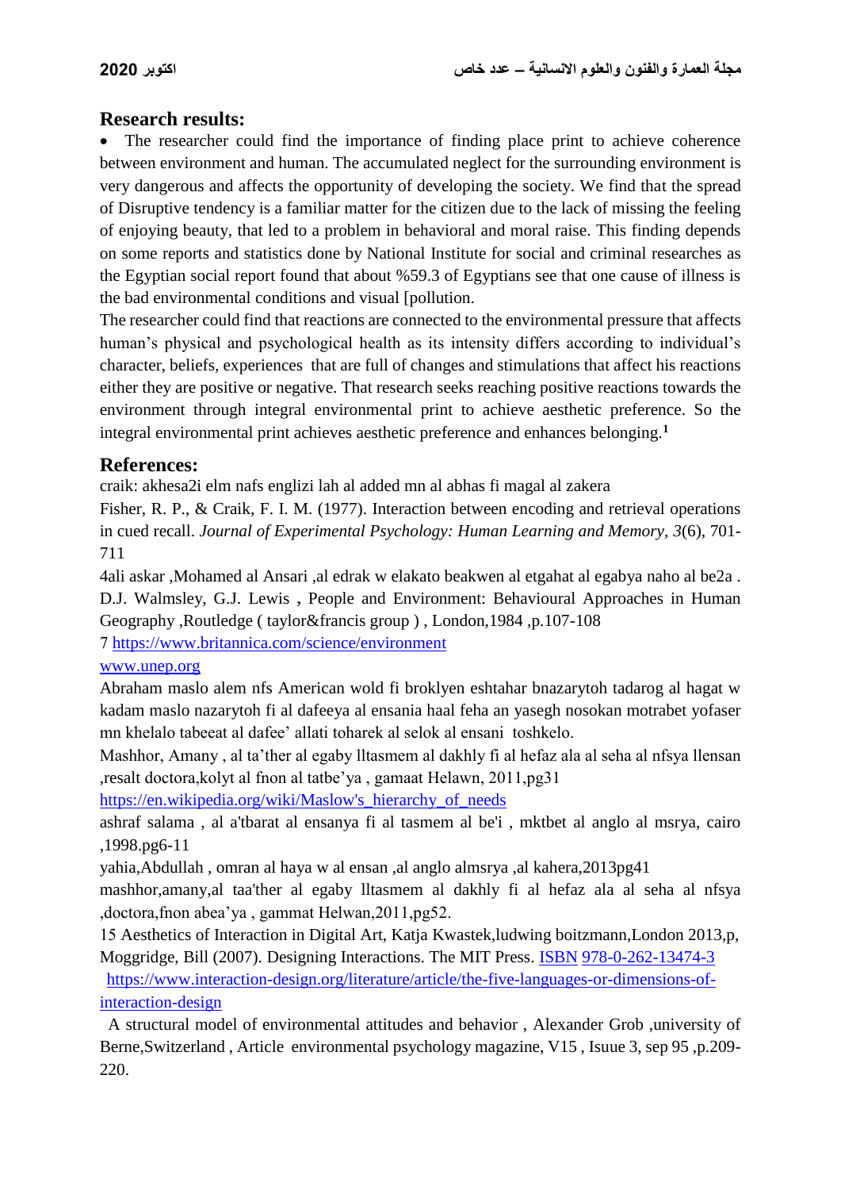## Research results:

- The researcher could find the importance of finding place print to achieve coherence between environment and human. The accumulated neglect for the surrounding environment is very dangerous and affects the opportunity of developing the society. We find that the spread of Disruptive tendency is a familiar matter for the citizen due to the lack of missing the feeling of enjoying beauty, that led to a problem in behavioral and moral raise. This finding depends on some reports and statistics done by National Institute for social and criminal researches as the Egyptian social report found that about %59.3 of Egyptians see that one cause of illness is the bad environmental conditions and visual [pollution.

The researcher could find that reactions are connected to the environmental pressure that affects human's physical and psychological health as its intensity differs according to individual's character, beliefs, experiences that are full of changes and stimulations that affect his reactions either they are positive or negative. That research seeks reaching positive reactions towards the environment through integral environmental print to achieve aesthetic preference. So the integral environmental print achieves aesthetic preference and enhances belonging.[1]

## References:

craik: akhesa2i elm nafs englizi lah al added mn al abhas fi magal al zakera

Fisher, R. P., & Craik, F. I. M. (1977). Interaction between encoding and retrieval operations in cued recall. *Journal of Experimental Psychology: Human Learning and Memory, 3*(6), 701-711

4ali askar ,Mohamed al Ansari ,al edrak w elakato beakwen al etgahat al egabya naho al be2a . D.J. Walmsley, G.J. Lewis , People and Environment: Behavioural Approaches in Human Geography ,Routledge ( taylor&francis group ) , London,1984 ,p.107-108

7 https://www.britannica.com/science/environment

www.unep.org

Abraham maslo alem nfs American wold fi broklyen eshtahar bnazarytoh tadarog al hagat w kadam maslo nazarytoh fi al dafeeya al ensania haal feha an yasegh nosokan motrabet yofaser mn khelalo tabeeat al dafee' allati toharek al selok al ensani toshkelo.

Mashhor, Amany , al ta'ther al egaby lltasmem al dakhly fi al hefaz ala al seha al nfsya llensan ,resalt doctora,kolyt al fnon al tatbe'ya , gamaat Helawn, 2011,pg31

https://en.wikipedia.org/wiki/Maslow's_hierarchy_of_needs

ashraf salama , al a'tbarat al ensanya fi al tasmem al be'i , mktbet al anglo al msrya, cairo ,1998.pg6-11

yahia,Abdullah , omran al haya w al ensan ,al anglo almsrya ,al kahera,2013pg41

mashhor,amany,al taa'ther al egaby lltasmem al dakhly fi al hefaz ala al seha al nfsya ,doctora,fnon abea'ya , gammat Helwan,2011,pg52.

15 Aesthetics of Interaction in Digital Art, Katja Kwastek,ludwing boitzmann,London 2013,p,

Moggridge, Bill (2007). Designing Interactions. The MIT Press. ISBN 978-0-262-13474-3

https://www.interaction-design.org/literature/article/the-five-languages-or-dimensions-of-interaction-design

A structural model of environmental attitudes and behavior , Alexander Grob ,university of Berne,Switzerland , Article environmental psychology magazine, V15 , Isuue 3, sep 95 ,p.209-220.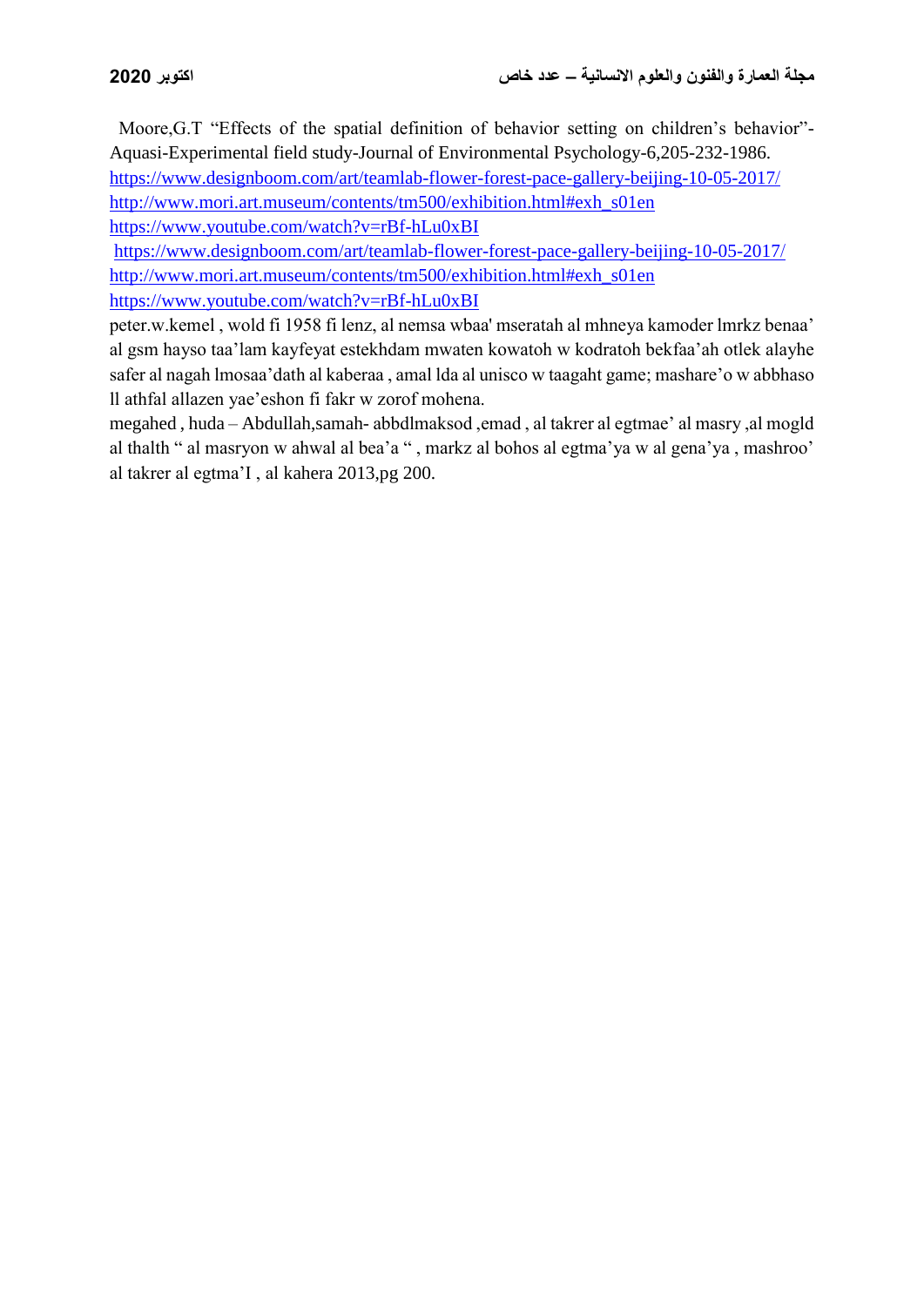Moore,G.T “Effects of the spatial definition of behavior setting on children’s behavior”-Aquasi-Experimental field study-Journal of Environmental Psychology-6,205-232-1986.
https://www.designboom.com/art/teamlab-flower-forest-pace-gallery-beijing-10-05-2017/
http://www.mori.art.museum/contents/tm500/exhibition.html#exh_s01en
https://www.youtube.com/watch?v=rBf-hLu0xBI
https://www.designboom.com/art/teamlab-flower-forest-pace-gallery-beijing-10-05-2017/
http://www.mori.art.museum/contents/tm500/exhibition.html#exh_s01en
https://www.youtube.com/watch?v=rBf-hLu0xBI

peter.w.kemel , wold fi 1958 fi lenz, al nemsa wbaa' mseratah al mhneya kamoder lmrkz benaa’ al gsm hayso taa’lam kayfeyat estekhdam mwaten kowatoh w kodratoh bekfaa’ah otlek alayhe safer al nagah lmosaa’dath al kaberaa , amal lda al unisco w taagaht game; mashare’o w abbhaso ll athfal allazen yae’eshon fi fakr w zorof mohena.

megahed , huda – Abdullah,samah- abbdlmaksod ,emad , al takrer al egtmae’ al masry ,al mogld al thalth “ al masryon w ahwal al bea’a “ , markz al bohos al egtma’ya w al gena’ya , mashroo’ al takrer al egtma’I , al kahera 2013,pg 200.